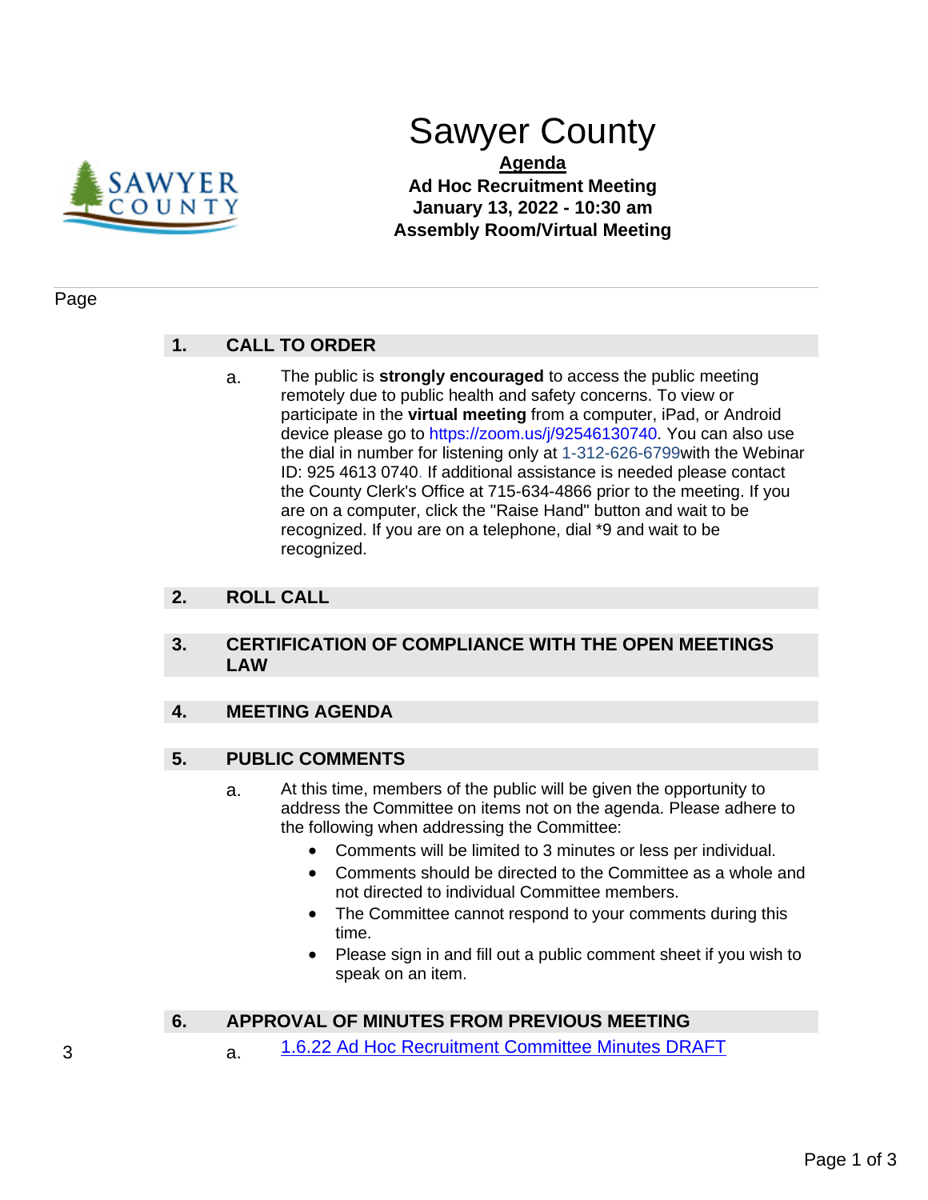# Sawyer County

**Agenda**

**Ad Hoc Recruitment Meeting**

**January 13, 2022 - 10:30 am**

**Assembly Room/Virtual Meeting**

Page

## 1. CALL TO ORDER

a. The public is **strongly encouraged** to access the public meeting remotely due to public health and safety concerns. To view or participate in the **virtual meeting** from a computer, iPad, or Android device please go to https://zoom.us/j/92546130740. You can also use the dial in number for listening only at 1-312-626-6799with the Webinar ID: 925 4613 0740. If additional assistance is needed please contact the County Clerk's Office at 715-634-4866 prior to the meeting. If you are on a computer, click the "Raise Hand" button and wait to be recognized. If you are on a telephone, dial *9 and wait to be recognized.

## 2. ROLL CALL

## 3. CERTIFICATION OF COMPLIANCE WITH THE OPEN MEETINGS LAW

## 4. MEETING AGENDA

## 5. PUBLIC COMMENTS

a. At this time, members of the public will be given the opportunity to address the Committee on items not on the agenda. Please adhere to the following when addressing the Committee:

- Comments will be limited to 3 minutes or less per individual.
- Comments should be directed to the Committee as a whole and not directed to individual Committee members.
- The Committee cannot respond to your comments during this time.
- Please sign in and fill out a public comment sheet if you wish to speak on an item.

## 6. APPROVAL OF MINUTES FROM PREVIOUS MEETING

3 a. 1.6.22 Ad Hoc Recruitment Committee Minutes DRAFT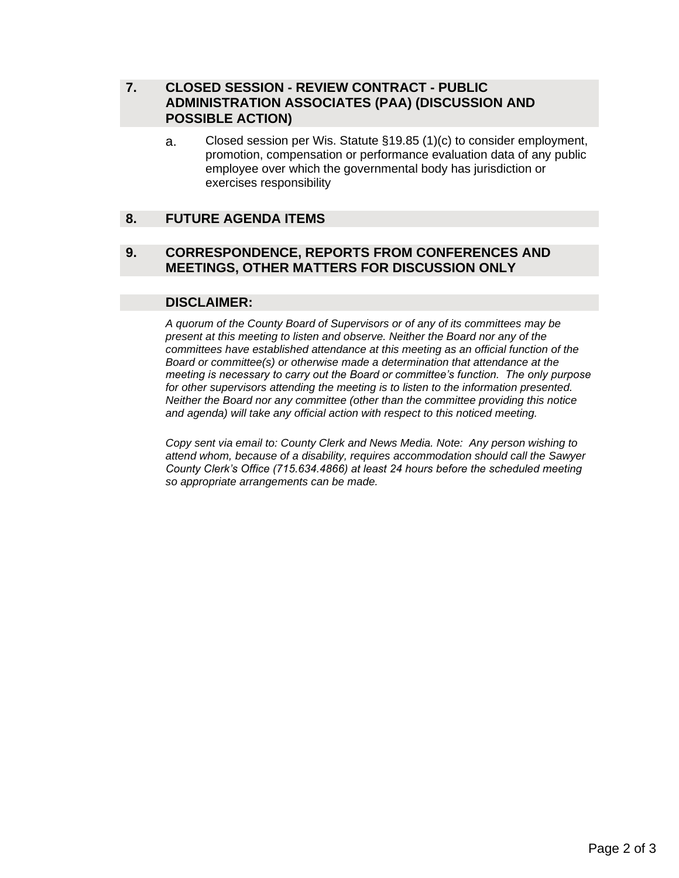## 7. CLOSED SESSION - REVIEW CONTRACT - PUBLIC ADMINISTRATION ASSOCIATES (PAA) (DISCUSSION AND POSSIBLE ACTION)

a. Closed session per Wis. Statute §19.85 (1)(c) to consider employment, promotion, compensation or performance evaluation data of any public employee over which the governmental body has jurisdiction or exercises responsibility

## 8. FUTURE AGENDA ITEMS

## 9. CORRESPONDENCE, REPORTS FROM CONFERENCES AND MEETINGS, OTHER MATTERS FOR DISCUSSION ONLY

## DISCLAIMER:

*A quorum of the County Board of Supervisors or of any of its committees may be present at this meeting to listen and observe. Neither the Board nor any of the committees have established attendance at this meeting as an official function of the Board or committee(s) or otherwise made a determination that attendance at the meeting is necessary to carry out the Board or committee's function. The only purpose for other supervisors attending the meeting is to listen to the information presented. Neither the Board nor any committee (other than the committee providing this notice and agenda) will take any official action with respect to this noticed meeting.*

*Copy sent via email to: County Clerk and News Media. Note: Any person wishing to attend whom, because of a disability, requires accommodation should call the Sawyer County Clerk's Office (715.634.4866) at least 24 hours before the scheduled meeting so appropriate arrangements can be made.*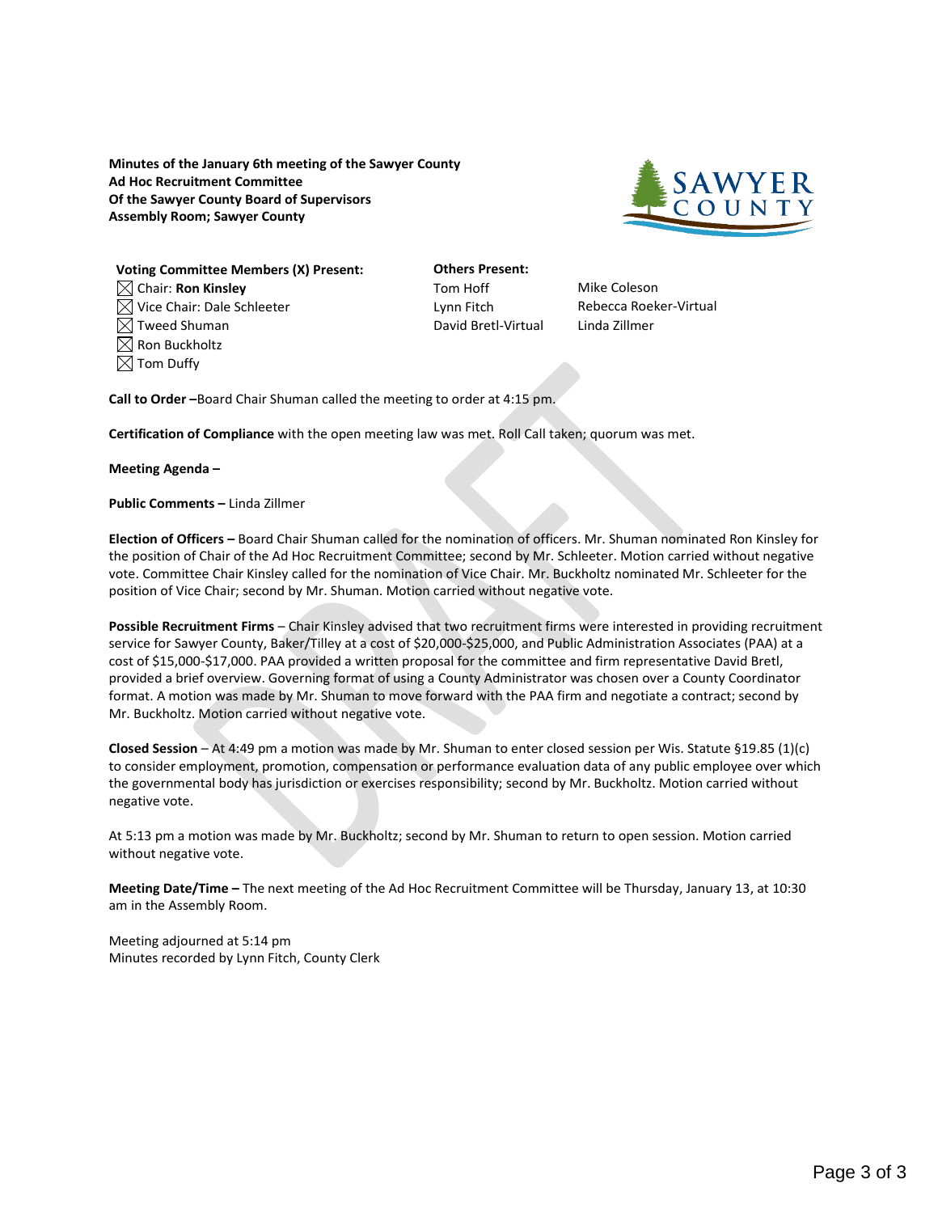**Minutes of the January 6th meeting of the Sawyer County Ad Hoc Recruitment Committee Of the Sawyer County Board of Supervisors Assembly Room; Sawyer County**

**Voting Committee Members (X) Present:**

- ☒ Chair: **Ron Kinsley**
- ☒ Vice Chair: Dale Schleeter
- ☒ Tweed Shuman
- ☒ Ron Buckholtz
- ☒ Tom Duffy

**Others Present:**

Tom Hoff
Lynn Fitch
David Bretl-Virtual
Mike Coleson
Rebecca Roeker-Virtual
Linda Zillmer

**Call to Order –**Board Chair Shuman called the meeting to order at 4:15 pm.

**Certification of Compliance** with the open meeting law was met. Roll Call taken; quorum was met.

**Meeting Agenda –**

**Public Comments –** Linda Zillmer

**Election of Officers –** Board Chair Shuman called for the nomination of officers. Mr. Shuman nominated Ron Kinsley for the position of Chair of the Ad Hoc Recruitment Committee; second by Mr. Schleeter. Motion carried without negative vote. Committee Chair Kinsley called for the nomination of Vice Chair. Mr. Buckholtz nominated Mr. Schleeter for the position of Vice Chair; second by Mr. Shuman. Motion carried without negative vote.

**Possible Recruitment Firms** – Chair Kinsley advised that two recruitment firms were interested in providing recruitment service for Sawyer County, Baker/Tilley at a cost of $20,000-$25,000, and Public Administration Associates (PAA) at a cost of $15,000-$17,000. PAA provided a written proposal for the committee and firm representative David Bretl, provided a brief overview. Governing format of using a County Administrator was chosen over a County Coordinator format. A motion was made by Mr. Shuman to move forward with the PAA firm and negotiate a contract; second by Mr. Buckholtz. Motion carried without negative vote.

**Closed Session** – At 4:49 pm a motion was made by Mr. Shuman to enter closed session per Wis. Statute §19.85 (1)(c) to consider employment, promotion, compensation or performance evaluation data of any public employee over which the governmental body has jurisdiction or exercises responsibility; second by Mr. Buckholtz. Motion carried without negative vote.

At 5:13 pm a motion was made by Mr. Buckholtz; second by Mr. Shuman to return to open session. Motion carried without negative vote.

**Meeting Date/Time –** The next meeting of the Ad Hoc Recruitment Committee will be Thursday, January 13, at 10:30 am in the Assembly Room.

Meeting adjourned at 5:14 pm
Minutes recorded by Lynn Fitch, County Clerk